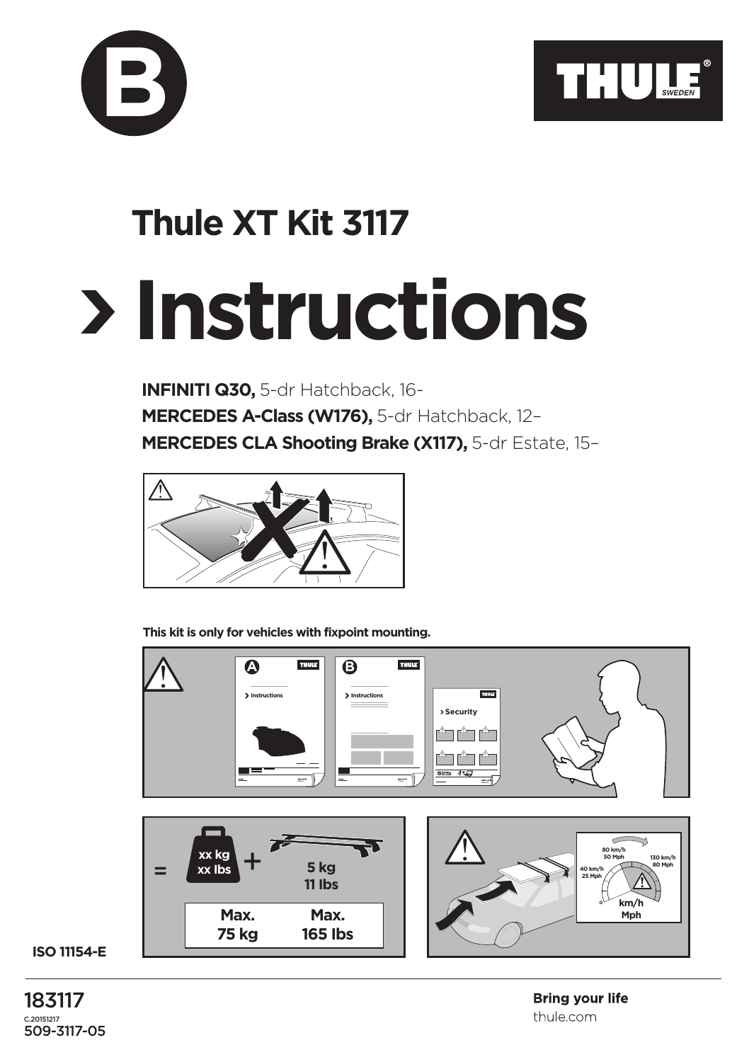B

THULE SWEDEN

# Thule XT Kit 3117

# › Instructions

**INFINITI Q30,** 5-dr Hatchback, 16-
**MERCEDES A-Class (W176),** 5-dr Hatchback, 12–
**MERCEDES CLA Shooting Brake (X117),** 5-dr Estate, 15–

**This kit is only for vehicles with fixpoint mounting.**

= xx kg xx lbs + 5 kg 11 lbs

| Max. | Max. |
|---|---|
| 75 kg | 165 lbs |

40 km/h 25 Mph
80 km/h 50 Mph
130 km/h 80 Mph
km/h Mph

**ISO 11154-E**

183117
C.20151217
509-3117-05

**Bring your life**
thule.com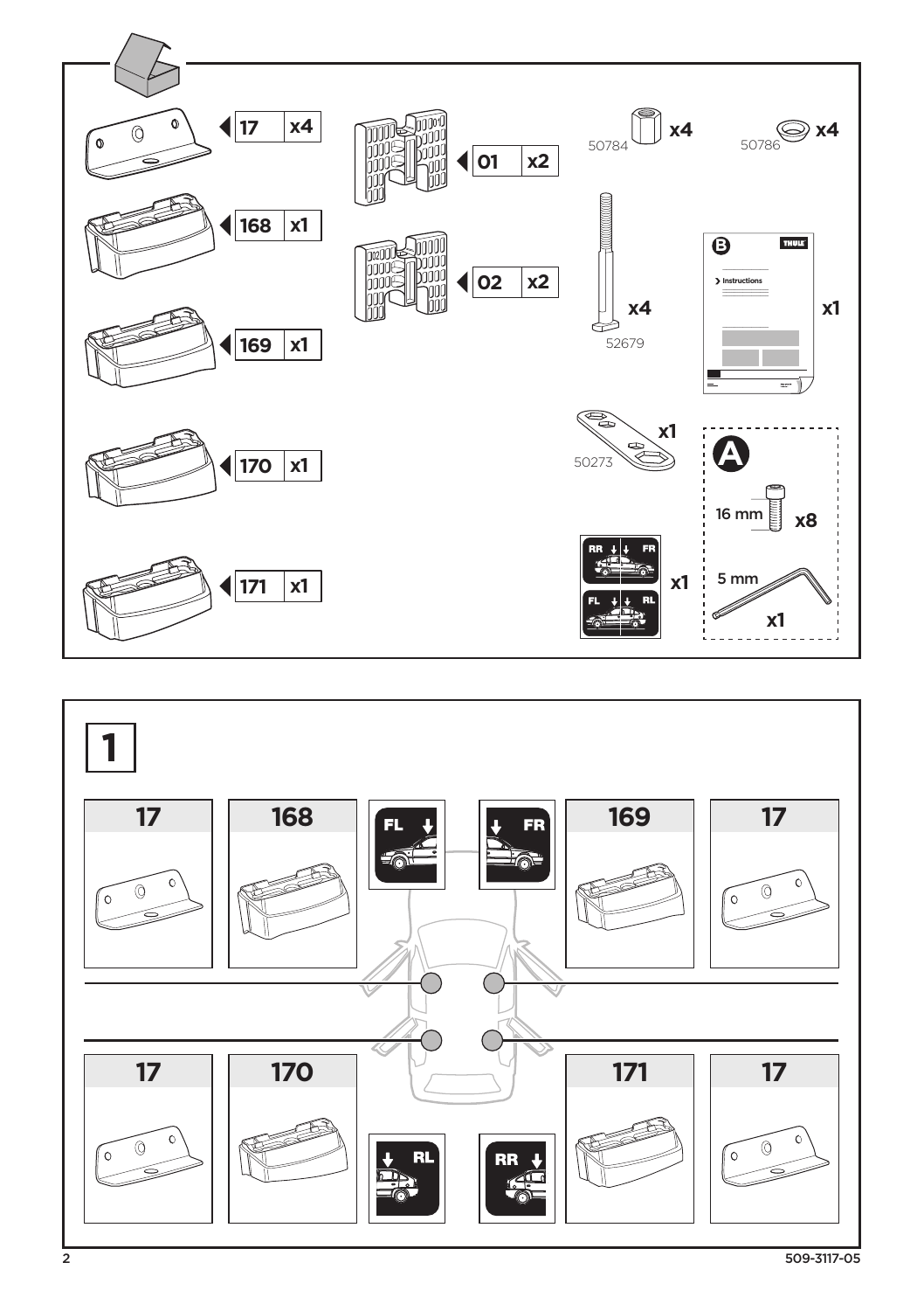| Part | Qty |
| --- | --- |
| 17 | x4 |
| 168 | x1 |
| 169 | x1 |
| 170 | x1 |
| 171 | x1 |
| 01 | x2 |
| 02 | x2 |
| 50784 | x4 |
| 50786 | x4 |
| 52679 | x4 |
| B (Instructions) | x1 |
| 50273 | x1 |
| RR / FR / FL / RL | x1 |

**A**

16 mm x8

5 mm x1

# 1

| Position | Parts |
| --- | --- |
| FL | 17, 168 |
| FR | 169, 17 |
| RL | 17, 170 |
| RR | 171, 17 |

509-3117-05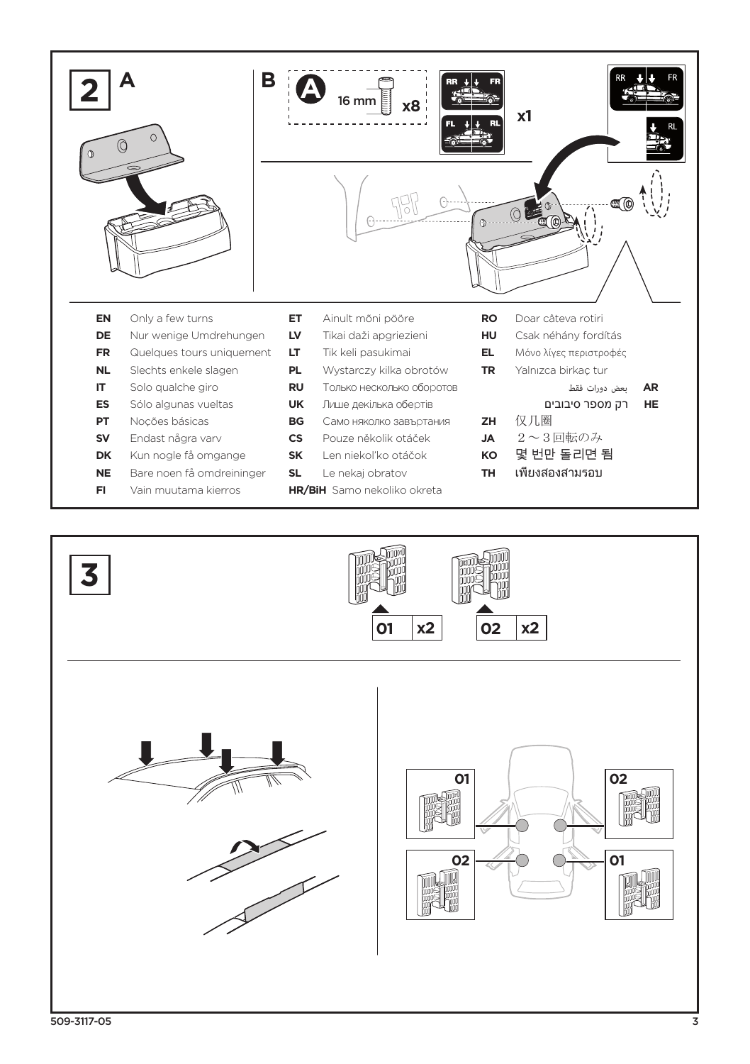# 2

**A**

**B**

A 16 mm x8

RR FR

FL RL

x1

RR FR

RL

| | | | | | |
|---|---|---|---|---|---|
| **EN** | Only a few turns | **ET** | Ainult mõni pööre | **RO** | Doar câteva rotiri |
| **DE** | Nur wenige Umdrehungen | **LV** | Tikai daži apgriezieni | **HU** | Csak néhány fordítás |
| **FR** | Quelques tours uniquement | **LT** | Tik keli pasukimai | **EL** | Μόνο λίγες περιστροφές |
| **NL** | Slechts enkele slagen | **PL** | Wystarczy kilka obrotów | **TR** | Yalnızca birkaç tur |
| **IT** | Solo qualche giro | **RU** | Только несколько оборотов | **AR** | بعض دورات فقط |
| **ES** | Sólo algunas vueltas | **UK** | Лише декілька обертів | **HE** | רק מספר סיבובים |
| **PT** | Noções básicas | **BG** | Само няколко завъртания | **ZH** | 仅几圈 |
| **SV** | Endast några varv | **CS** | Pouze několik otáček | **JA** | ２～３回転のみ |
| **DK** | Kun nogle få omgange | **SK** | Len niekoľko otáčok | **KO** | 몇 번만 돌리면 됨 |
| **NE** | Bare noen få omdreininger | **SL** | Le nekaj obratov | **TH** | เพียงสองสามรอบ |
| **FI** | Vain muutama kierros | **HR/BiH** | Samo nekoliko okreta | | |

# 3

01 x2

02 x2

01

02

02

01

509-3117-05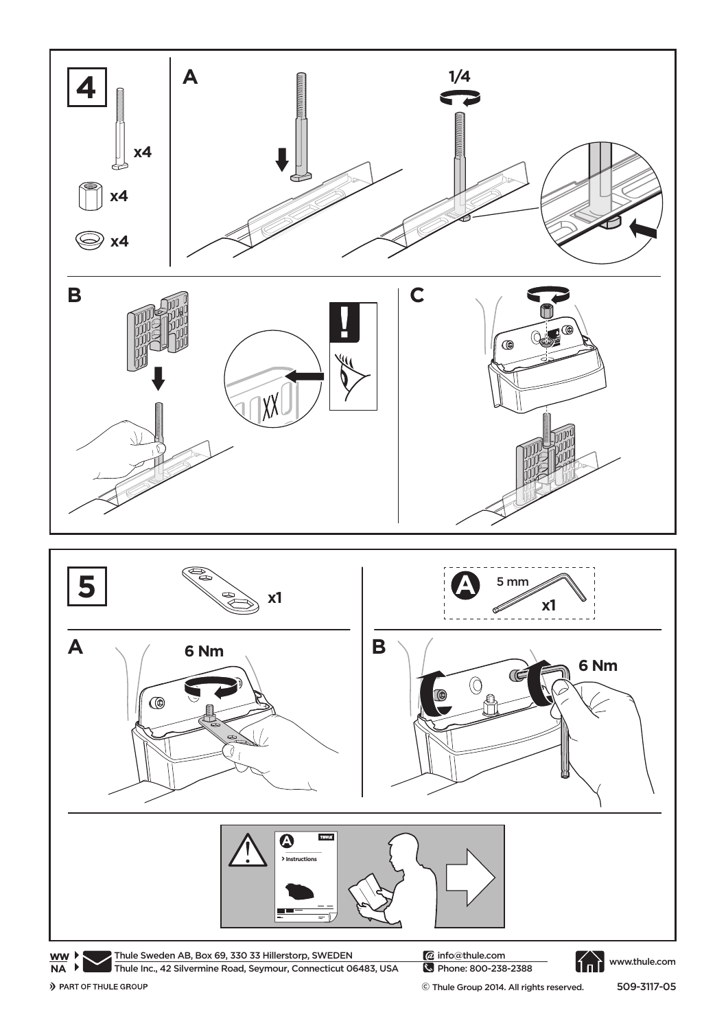**4**

x4

x4

x4

**A**

1/4

**B**

**C**

**5**

x1

5 mm

x1

**A**

6 Nm

**B**

6 Nm

> Instructions

WW Thule Sweden AB, Box 69, 330 33 Hillerstorp, SWEDEN

NA Thule Inc., 42 Silvermine Road, Seymour, Connecticut 06483, USA

info@thule.com

Phone: 800-238-2388

www.thule.com

PART OF THULE GROUP

© Thule Group 2014. All rights reserved.

509-3117-05